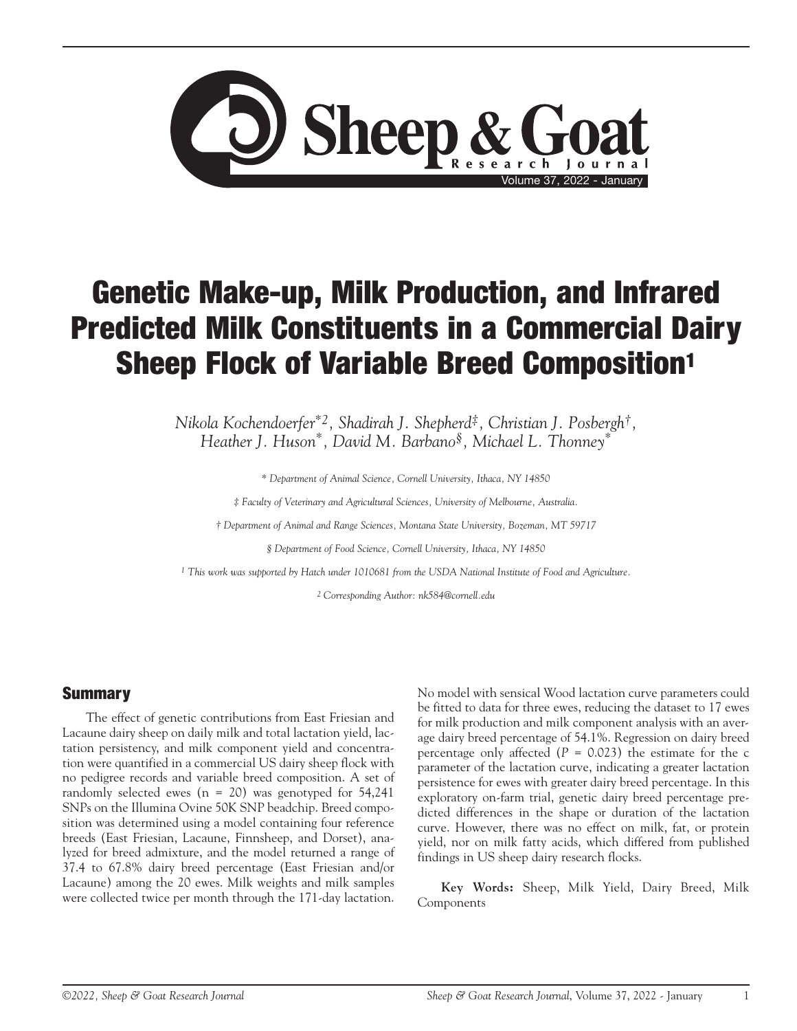# Genetic Make-up, Milk Production, and Infrared Predicted Milk Constituents in a Commercial Dairy Sheep Flock of Variable Breed Composition[1]

*Nikola Kochendoerfer*[*2], *Shadirah J. Shepherd*[‡], *Christian J. Posbergh*[†], *Heather J. Huson*[*], *David M. Barbano*[§], *Michael L. Thonney*[*]

[*] *Department of Animal Science, Cornell University, Ithaca, NY 14850*

[‡] *Faculty of Veterinary and Agricultural Sciences, University of Melbourne, Australia.*

[†] *Department of Animal and Range Sciences, Montana State University, Bozeman, MT 59717*

[§] *Department of Food Science, Cornell University, Ithaca, NY 14850*

[1] *This work was supported by Hatch under 1010681 from the USDA National Institute of Food and Agriculture.*

[2] *Corresponding Author: nk584@cornell.edu*

## Summary

The effect of genetic contributions from East Friesian and Lacaune dairy sheep on daily milk and total lactation yield, lactation persistency, and milk component yield and concentration were quantified in a commercial US dairy sheep flock with no pedigree records and variable breed composition. A set of randomly selected ewes (n = 20) was genotyped for 54,241 SNPs on the Illumina Ovine 50K SNP beadchip. Breed composition was determined using a model containing four reference breeds (East Friesian, Lacaune, Finnsheep, and Dorset), analyzed for breed admixture, and the model returned a range of 37.4 to 67.8% dairy breed percentage (East Friesian and/or Lacaune) among the 20 ewes. Milk weights and milk samples were collected twice per month through the 171-day lactation. No model with sensical Wood lactation curve parameters could be fitted to data for three ewes, reducing the dataset to 17 ewes for milk production and milk component analysis with an average dairy breed percentage of 54.1%. Regression on dairy breed percentage only affected ($P = 0.023$) the estimate for the c parameter of the lactation curve, indicating a greater lactation persistence for ewes with greater dairy breed percentage. In this exploratory on-farm trial, genetic dairy breed percentage predicted differences in the shape or duration of the lactation curve. However, there was no effect on milk, fat, or protein yield, nor on milk fatty acids, which differed from published findings in US sheep dairy research flocks.

**Key Words:** Sheep, Milk Yield, Dairy Breed, Milk Components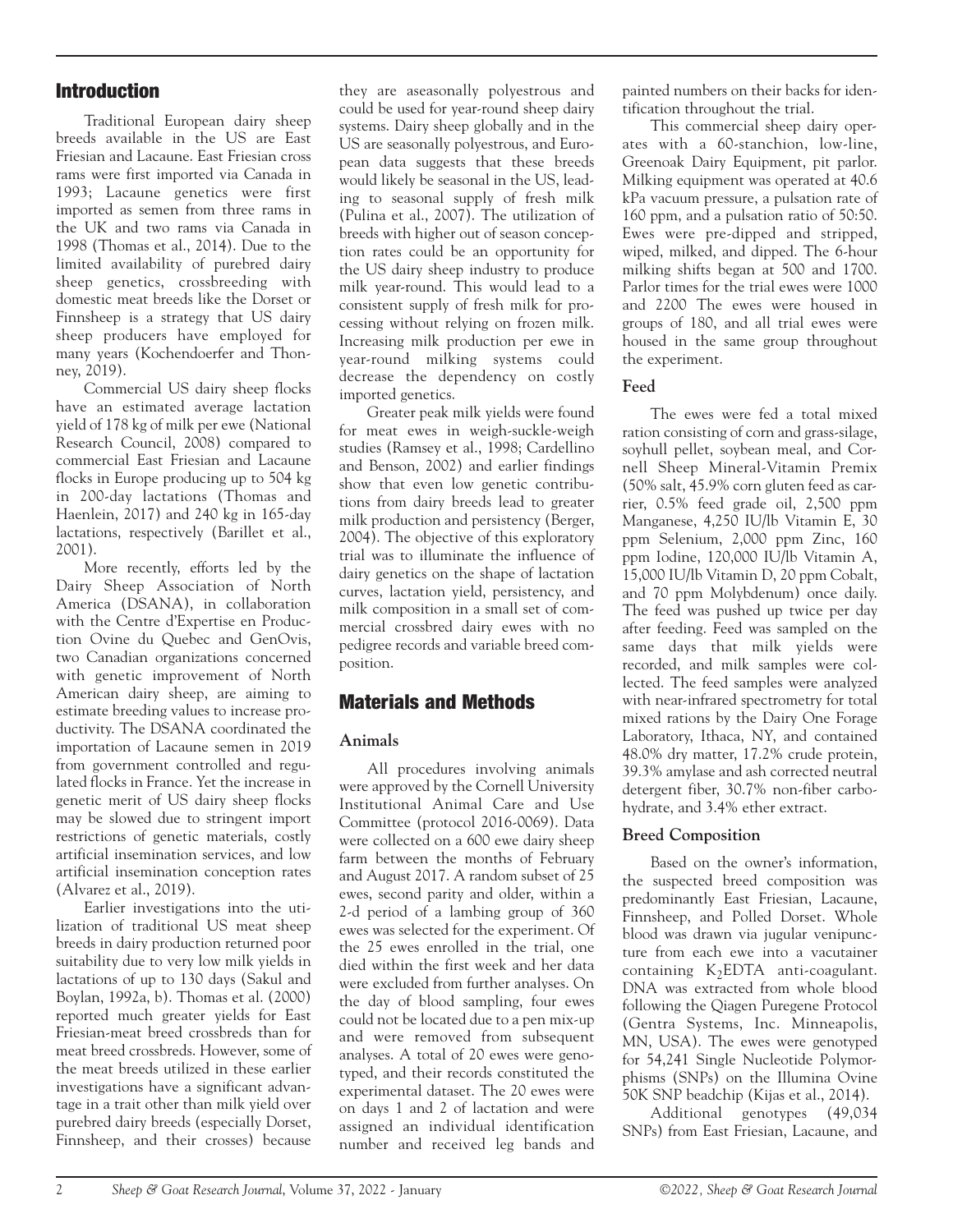## Introduction

Traditional European dairy sheep breeds available in the US are East Friesian and Lacaune. East Friesian cross rams were first imported via Canada in 1993; Lacaune genetics were first imported as semen from three rams in the UK and two rams via Canada in 1998 (Thomas et al., 2014). Due to the limited availability of purebred dairy sheep genetics, crossbreeding with domestic meat breeds like the Dorset or Finnsheep is a strategy that US dairy sheep producers have employed for many years (Kochendoerfer and Thonney, 2019).

Commercial US dairy sheep flocks have an estimated average lactation yield of 178 kg of milk per ewe (National Research Council, 2008) compared to commercial East Friesian and Lacaune flocks in Europe producing up to 504 kg in 200-day lactations (Thomas and Haenlein, 2017) and 240 kg in 165-day lactations, respectively (Barillet et al., 2001).

More recently, efforts led by the Dairy Sheep Association of North America (DSANA), in collaboration with the Centre d'Expertise en Production Ovine du Quebec and GenOvis, two Canadian organizations concerned with genetic improvement of North American dairy sheep, are aiming to estimate breeding values to increase productivity. The DSANA coordinated the importation of Lacaune semen in 2019 from government controlled and regulated flocks in France. Yet the increase in genetic merit of US dairy sheep flocks may be slowed due to stringent import restrictions of genetic materials, costly artificial insemination services, and low artificial insemination conception rates (Alvarez et al., 2019).

Earlier investigations into the utilization of traditional US meat sheep breeds in dairy production returned poor suitability due to very low milk yields in lactations of up to 130 days (Sakul and Boylan, 1992a, b). Thomas et al. (2000) reported much greater yields for East Friesian-meat breed crossbreds than for meat breed crossbreds. However, some of the meat breeds utilized in these earlier investigations have a significant advantage in a trait other than milk yield over purebred dairy breeds (especially Dorset, Finnsheep, and their crosses) because they are aseasonally polyestrous and could be used for year-round sheep dairy systems. Dairy sheep globally and in the US are seasonally polyestrous, and European data suggests that these breeds would likely be seasonal in the US, leading to seasonal supply of fresh milk (Pulina et al., 2007). The utilization of breeds with higher out of season conception rates could be an opportunity for the US dairy sheep industry to produce milk year-round. This would lead to a consistent supply of fresh milk for processing without relying on frozen milk. Increasing milk production per ewe in year-round milking systems could decrease the dependency on costly imported genetics.

Greater peak milk yields were found for meat ewes in weigh-suckle-weigh studies (Ramsey et al., 1998; Cardellino and Benson, 2002) and earlier findings show that even low genetic contributions from dairy breeds lead to greater milk production and persistency (Berger, 2004). The objective of this exploratory trial was to illuminate the influence of dairy genetics on the shape of lactation curves, lactation yield, persistency, and milk composition in a small set of commercial crossbred dairy ewes with no pedigree records and variable breed composition.

## Materials and Methods

### Animals

All procedures involving animals were approved by the Cornell University Institutional Animal Care and Use Committee (protocol 2016-0069). Data were collected on a 600 ewe dairy sheep farm between the months of February and August 2017. A random subset of 25 ewes, second parity and older, within a 2-d period of a lambing group of 360 ewes was selected for the experiment. Of the 25 ewes enrolled in the trial, one died within the first week and her data were excluded from further analyses. On the day of blood sampling, four ewes could not be located due to a pen mix-up and were removed from subsequent analyses. A total of 20 ewes were genotyped, and their records constituted the experimental dataset. The 20 ewes were on days 1 and 2 of lactation and were assigned an individual identification number and received leg bands and painted numbers on their backs for identification throughout the trial.

This commercial sheep dairy operates with a 60-stanchion, low-line, Greenoak Dairy Equipment, pit parlor. Milking equipment was operated at 40.6 kPa vacuum pressure, a pulsation rate of 160 ppm, and a pulsation ratio of 50:50. Ewes were pre-dipped and stripped, wiped, milked, and dipped. The 6-hour milking shifts began at 500 and 1700. Parlor times for the trial ewes were 1000 and 2200 The ewes were housed in groups of 180, and all trial ewes were housed in the same group throughout the experiment.

### Feed

The ewes were fed a total mixed ration consisting of corn and grass-silage, soyhull pellet, soybean meal, and Cornell Sheep Mineral-Vitamin Premix (50% salt, 45.9% corn gluten feed as carrier, 0.5% feed grade oil, 2,500 ppm Manganese, 4,250 IU/lb Vitamin E, 30 ppm Selenium, 2,000 ppm Zinc, 160 ppm Iodine, 120,000 IU/lb Vitamin A, 15,000 IU/lb Vitamin D, 20 ppm Cobalt, and 70 ppm Molybdenum) once daily. The feed was pushed up twice per day after feeding. Feed was sampled on the same days that milk yields were recorded, and milk samples were collected. The feed samples were analyzed with near-infrared spectrometry for total mixed rations by the Dairy One Forage Laboratory, Ithaca, NY, and contained 48.0% dry matter, 17.2% crude protein, 39.3% amylase and ash corrected neutral detergent fiber, 30.7% non-fiber carbohydrate, and 3.4% ether extract.

### Breed Composition

Based on the owner's information, the suspected breed composition was predominantly East Friesian, Lacaune, Finnsheep, and Polled Dorset. Whole blood was drawn via jugular venipuncture from each ewe into a vacutainer containing $K_2EDTA$ anti-coagulant. DNA was extracted from whole blood following the Qiagen Puregene Protocol (Gentra Systems, Inc. Minneapolis, MN, USA). The ewes were genotyped for 54,241 Single Nucleotide Polymorphisms (SNPs) on the Illumina Ovine 50K SNP beadchip (Kijas et al., 2014).

Additional genotypes (49,034 SNPs) from East Friesian, Lacaune, and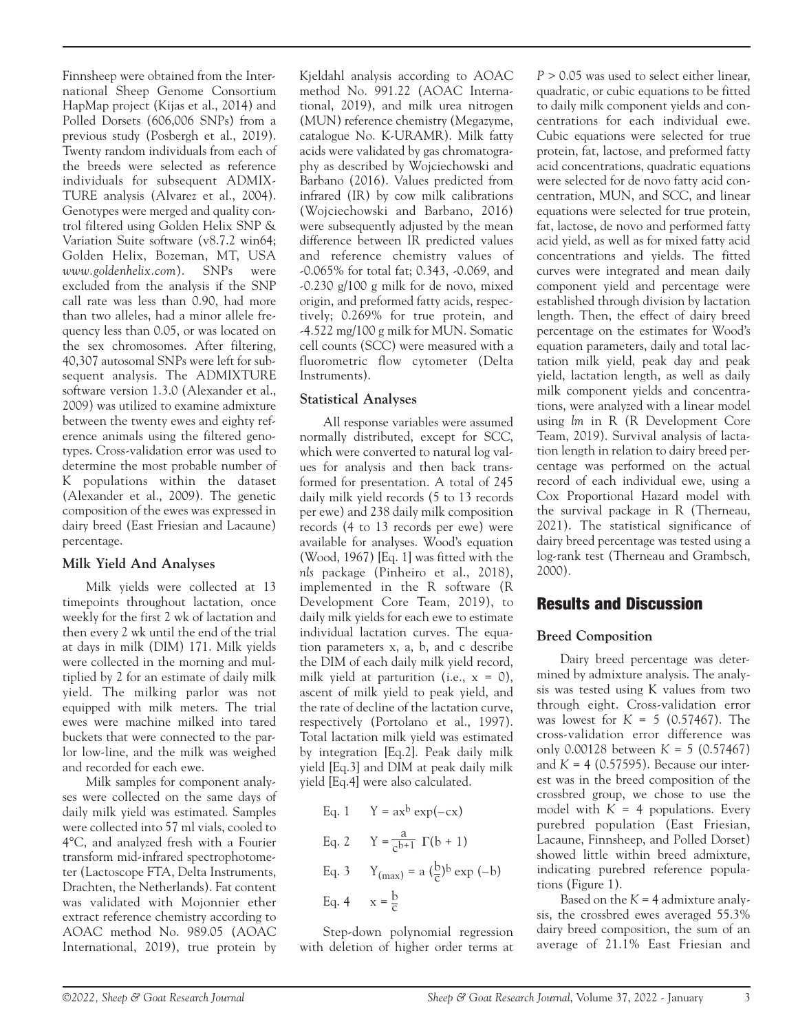Finnsheep were obtained from the International Sheep Genome Consortium HapMap project (Kijas et al., 2014) and Polled Dorsets (606,006 SNPs) from a previous study (Posbergh et al., 2019). Twenty random individuals from each of the breeds were selected as reference individuals for subsequent ADMIXTURE analysis (Alvarez et al., 2004). Genotypes were merged and quality control filtered using Golden Helix SNP & Variation Suite software (v8.7.2 win64; Golden Helix, Bozeman, MT, USA *www.goldenhelix.com*). SNPs were excluded from the analysis if the SNP call rate was less than 0.90, had more than two alleles, had a minor allele frequency less than 0.05, or was located on the sex chromosomes. After filtering, 40,307 autosomal SNPs were left for subsequent analysis. The ADMIXTURE software version 1.3.0 (Alexander et al., 2009) was utilized to examine admixture between the twenty ewes and eighty reference animals using the filtered genotypes. Cross-validation error was used to determine the most probable number of K populations within the dataset (Alexander et al., 2009). The genetic composition of the ewes was expressed in dairy breed (East Friesian and Lacaune) percentage.

### Milk Yield And Analyses

Milk yields were collected at 13 timepoints throughout lactation, once weekly for the first 2 wk of lactation and then every 2 wk until the end of the trial at days in milk (DIM) 171. Milk yields were collected in the morning and multiplied by 2 for an estimate of daily milk yield. The milking parlor was not equipped with milk meters. The trial ewes were machine milked into tared buckets that were connected to the parlor low-line, and the milk was weighed and recorded for each ewe.

Milk samples for component analyses were collected on the same days of daily milk yield was estimated. Samples were collected into 57 ml vials, cooled to 4°C, and analyzed fresh with a Fourier transform mid-infrared spectrophotometer (Lactoscope FTA, Delta Instruments, Drachten, the Netherlands). Fat content was validated with Mojonnier ether extract reference chemistry according to AOAC method No. 989.05 (AOAC International, 2019), true protein by Kjeldahl analysis according to AOAC method No. 991.22 (AOAC International, 2019), and milk urea nitrogen (MUN) reference chemistry (Megazyme, catalogue No. K-URAMR). Milk fatty acids were validated by gas chromatography as described by Wojciechowski and Barbano (2016). Values predicted from infrared (IR) by cow milk calibrations (Wojciechowski and Barbano, 2016) were subsequently adjusted by the mean difference between IR predicted values and reference chemistry values of -0.065% for total fat; 0.343, -0.069, and -0.230 g/100 g milk for de novo, mixed origin, and preformed fatty acids, respectively; 0.269% for true protein, and -4.522 mg/100 g milk for MUN. Somatic cell counts (SCC) were measured with a fluorometric flow cytometer (Delta Instruments).

### Statistical Analyses

All response variables were assumed normally distributed, except for SCC, which were converted to natural log values for analysis and then back transformed for presentation. A total of 245 daily milk yield records (5 to 13 records per ewe) and 238 daily milk composition records (4 to 13 records per ewe) were available for analyses. Wood's equation (Wood, 1967) [Eq. 1] was fitted with the *nls* package (Pinheiro et al., 2018), implemented in the R software (R Development Core Team, 2019), to daily milk yields for each ewe to estimate individual lactation curves. The equation parameters x, a, b, and c describe the DIM of each daily milk yield record, milk yield at parturition (i.e., x = 0), ascent of milk yield to peak yield, and the rate of decline of the lactation curve, respectively (Portolano et al., 1997). Total lactation milk yield was estimated by integration [Eq.2]. Peak daily milk yield [Eq.3] and DIM at peak daily milk yield [Eq.4] were also calculated.

Eq. 1 $$Y = ax^b \exp(-cx)$$

Eq. 2 $$Y = \frac{a}{c^{b+1}}\,\Gamma(b+1)$$

Eq. 3 $$Y_{(max)} = a\left(\frac{b}{c}\right)^b \exp(-b)$$

Eq. 4 $$x = \frac{b}{c}$$

Step-down polynomial regression with deletion of higher order terms at $P > 0.05$ was used to select either linear, quadratic, or cubic equations to be fitted to daily milk component yields and concentrations for each individual ewe. Cubic equations were selected for true protein, fat, lactose, and preformed fatty acid concentrations, quadratic equations were selected for de novo fatty acid concentration, MUN, and SCC, and linear equations were selected for true protein, fat, lactose, de novo and performed fatty acid yield, as well as for mixed fatty acid concentrations and yields. The fitted curves were integrated and mean daily component yield and percentage were established through division by lactation length. Then, the effect of dairy breed percentage on the estimates for Wood's equation parameters, daily and total lactation milk yield, peak day and peak yield, lactation length, as well as daily milk component yields and concentrations, were analyzed with a linear model using *lm* in R (R Development Core Team, 2019). Survival analysis of lactation length in relation to dairy breed percentage was performed on the actual record of each individual ewe, using a Cox Proportional Hazard model with the survival package in R (Therneau, 2021). The statistical significance of dairy breed percentage was tested using a log-rank test (Therneau and Grambsch, 2000).

## Results and Discussion

### Breed Composition

Dairy breed percentage was determined by admixture analysis. The analysis was tested using K values from two through eight. Cross-validation error was lowest for $K = 5$ (0.57467). The cross-validation error difference was only 0.00128 between $K = 5$ (0.57467) and $K = 4$ (0.57595). Because our interest was in the breed composition of the crossbred group, we chose to use the model with $K = 4$ populations. Every purebred population (East Friesian, Lacaune, Finnsheep, and Polled Dorset) showed little within breed admixture, indicating purebred reference populations (Figure 1).

Based on the $K = 4$ admixture analysis, the crossbred ewes averaged 55.3% dairy breed composition, the sum of an average of 21.1% East Friesian and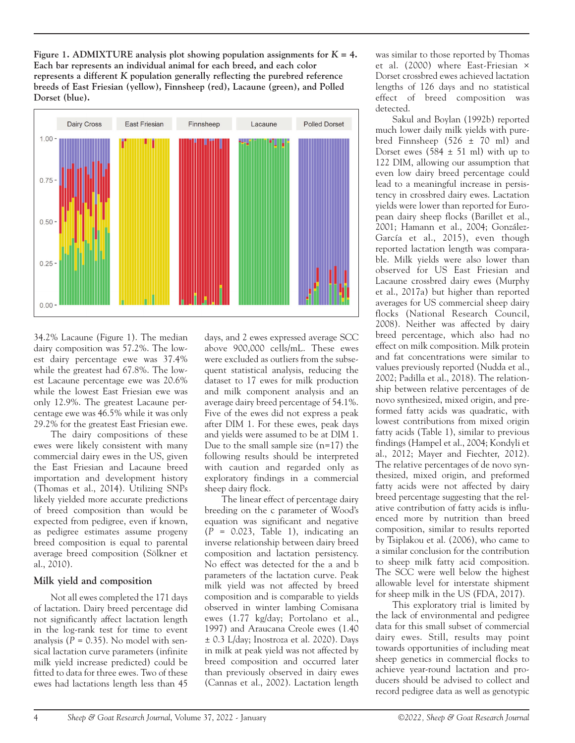**Figure 1. ADMIXTURE analysis plot showing population assignments for *K* = 4. Each bar represents an individual animal for each breed, and each color represents a different *K* population generally reflecting the purebred reference breeds of East Friesian (yellow), Finnsheep (red), Lacaune (green), and Polled Dorset (blue).**

34.2% Lacaune (Figure 1). The median dairy composition was 57.2%. The lowest dairy percentage ewe was 37.4% while the greatest had 67.8%. The lowest Lacaune percentage ewe was 20.6% while the lowest East Friesian ewe was only 12.9%. The greatest Lacaune percentage ewe was 46.5% while it was only 29.2% for the greatest East Friesian ewe.

The dairy compositions of these ewes were likely consistent with many commercial dairy ewes in the US, given the East Friesian and Lacaune breed importation and development history (Thomas et al., 2014). Utilizing SNPs likely yielded more accurate predictions of breed composition than would be expected from pedigree, even if known, as pedigree estimates assume progeny breed composition is equal to parental average breed composition (Sölkner et al., 2010).

### Milk yield and composition

Not all ewes completed the 171 days of lactation. Dairy breed percentage did not significantly affect lactation length in the log-rank test for time to event analysis ($P = 0.35$). No model with sensical lactation curve parameters (infinite milk yield increase predicted) could be fitted to data for three ewes. Two of these ewes had lactations length less than 45 days, and 2 ewes expressed average SCC above 900,000 cells/mL. These ewes were excluded as outliers from the subsequent statistical analysis, reducing the dataset to 17 ewes for milk production and milk component analysis and an average dairy breed percentage of 54.1%. Five of the ewes did not express a peak after DIM 1. For these ewes, peak days and yields were assumed to be at DIM 1. Due to the small sample size (n=17) the following results should be interpreted with caution and regarded only as exploratory findings in a commercial sheep dairy flock.

The linear effect of percentage dairy breeding on the c parameter of Wood's equation was significant and negative ($P = 0.023$, Table 1), indicating an inverse relationship between dairy breed composition and lactation persistency. No effect was detected for the a and b parameters of the lactation curve. Peak milk yield was not affected by breed composition and is comparable to yields observed in winter lambing Comisana ewes (1.77 kg/day; Portolano et al., 1997) and Araucana Creole ewes (1.40 ± 0.3 L/day; Inostroza et al. 2020). Days in milk at peak yield was not affected by breed composition and occurred later than previously observed in dairy ewes (Cannas et al., 2002). Lactation length was similar to those reported by Thomas et al. (2000) where East-Friesian × Dorset crossbred ewes achieved lactation lengths of 126 days and no statistical effect of breed composition was detected.

Sakul and Boylan (1992b) reported much lower daily milk yields with purebred Finnsheep (526 ± 70 ml) and Dorset ewes (584 ± 51 ml) with up to 122 DIM, allowing our assumption that even low dairy breed percentage could lead to a meaningful increase in persistency in crossbred dairy ewes. Lactation yields were lower than reported for European dairy sheep flocks (Barillet et al., 2001; Hamann et al., 2004; González-García et al., 2015), even though reported lactation length was comparable. Milk yields were also lower than observed for US East Friesian and Lacaune crossbred dairy ewes (Murphy et al., 2017a) but higher than reported averages for US commercial sheep dairy flocks (National Research Council, 2008). Neither was affected by dairy breed percentage, which also had no effect on milk composition. Milk protein and fat concentrations were similar to values previously reported (Nudda et al., 2002; Padilla et al., 2018). The relationship between relative percentages of de novo synthesized, mixed origin, and preformed fatty acids was quadratic, with lowest contributions from mixed origin fatty acids (Table 1), similar to previous findings (Hampel et al., 2004; Kondyli et al., 2012; Mayer and Fiechter, 2012). The relative percentages of de novo synthesized, mixed origin, and preformed fatty acids were not affected by dairy breed percentage suggesting that the relative contribution of fatty acids is influenced more by nutrition than breed composition, similar to results reported by Tsiplakou et al. (2006), who came to a similar conclusion for the contribution to sheep milk fatty acid composition. The SCC were well below the highest allowable level for interstate shipment for sheep milk in the US (FDA, 2017).

This exploratory trial is limited by the lack of environmental and pedigree data for this small subset of commercial dairy ewes. Still, results may point towards opportunities of including meat sheep genetics in commercial flocks to achieve year-round lactation and producers should be advised to collect and record pedigree data as well as genotypic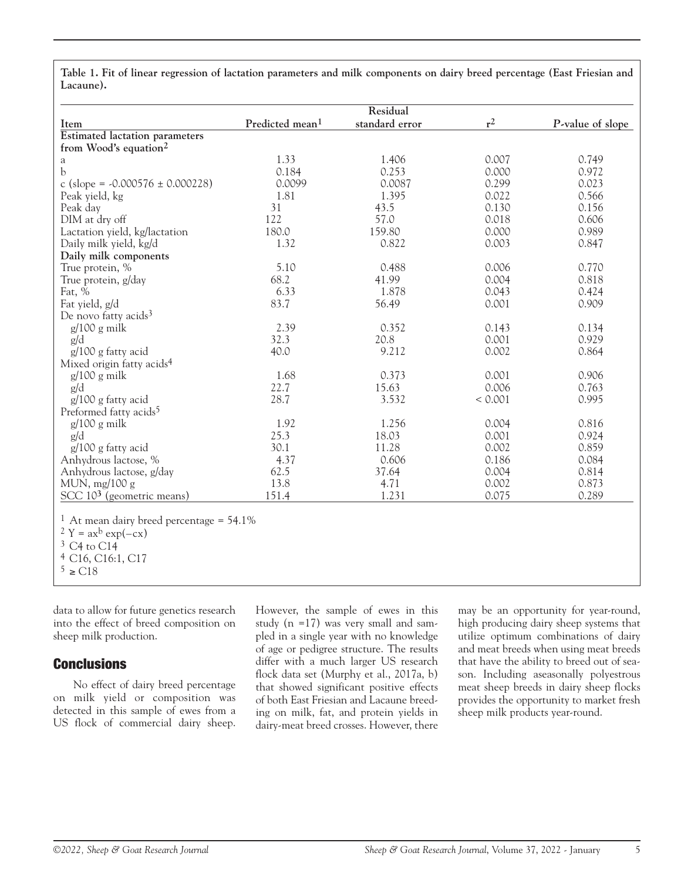**Table 1. Fit of linear regression of lactation parameters and milk components on dairy breed percentage (East Friesian and Lacaune).**

| Item | Predicted mean[1] | Residual standard error | $r^2$ | *P*-value of slope |
|---|---|---|---|---|
| **Estimated lactation parameters from Wood's equation[2]** | | | | |
| a | 1.33 | 1.406 | 0.007 | 0.749 |
| b | 0.184 | 0.253 | 0.000 | 0.972 |
| c (slope = -0.000576 ± 0.000228) | 0.0099 | 0.0087 | 0.299 | 0.023 |
| Peak yield, kg | 1.81 | 1.395 | 0.022 | 0.566 |
| Peak day | 31 | 43.5 | 0.130 | 0.156 |
| DIM at dry off | 122 | 57.0 | 0.018 | 0.606 |
| Lactation yield, kg/lactation | 180.0 | 159.80 | 0.000 | 0.989 |
| Daily milk yield, kg/d | 1.32 | 0.822 | 0.003 | 0.847 |
| **Daily milk components** | | | | |
| True protein, % | 5.10 | 0.488 | 0.006 | 0.770 |
| True protein, g/day | 68.2 | 41.99 | 0.004 | 0.818 |
| Fat, % | 6.33 | 1.878 | 0.043 | 0.424 |
| Fat yield, g/d | 83.7 | 56.49 | 0.001 | 0.909 |
| De novo fatty acids[3] | | | | |
| g/100 g milk | 2.39 | 0.352 | 0.143 | 0.134 |
| g/d | 32.3 | 20.8 | 0.001 | 0.929 |
| g/100 g fatty acid | 40.0 | 9.212 | 0.002 | 0.864 |
| Mixed origin fatty acids[4] | | | | |
| g/100 g milk | 1.68 | 0.373 | 0.001 | 0.906 |
| g/d | 22.7 | 15.63 | 0.006 | 0.763 |
| g/100 g fatty acid | 28.7 | 3.532 | < 0.001 | 0.995 |
| Preformed fatty acids[5] | | | | |
| g/100 g milk | 1.92 | 1.256 | 0.004 | 0.816 |
| g/d | 25.3 | 18.03 | 0.001 | 0.924 |
| g/100 g fatty acid | 30.1 | 11.28 | 0.002 | 0.859 |
| Anhydrous lactose, % | 4.37 | 0.606 | 0.186 | 0.084 |
| Anhydrous lactose, g/day | 62.5 | 37.64 | 0.004 | 0.814 |
| MUN, mg/100 g | 13.8 | 4.71 | 0.002 | 0.873 |
| SCC $10^3$ (geometric means) | 151.4 | 1.231 | 0.075 | 0.289 |

[1] At mean dairy breed percentage = 54.1%
[2] $Y = ax^b \exp(-cx)$
[3] C4 to C14
[4] C16, C16:1, C17
[5] ≥ C18

data to allow for future genetics research into the effect of breed composition on sheep milk production.

## Conclusions

No effect of dairy breed percentage on milk yield or composition was detected in this sample of ewes from a US flock of commercial dairy sheep. However, the sample of ewes in this study (n =17) was very small and sampled in a single year with no knowledge of age or pedigree structure. The results differ with a much larger US research flock data set (Murphy et al., 2017a, b) that showed significant positive effects of both East Friesian and Lacaune breeding on milk, fat, and protein yields in dairy-meat breed crosses. However, there may be an opportunity for year-round, high producing dairy sheep systems that utilize optimum combinations of dairy and meat breeds when using meat breeds that have the ability to breed out of season. Including aseasonally polyestrous meat sheep breeds in dairy sheep flocks provides the opportunity to market fresh sheep milk products year-round.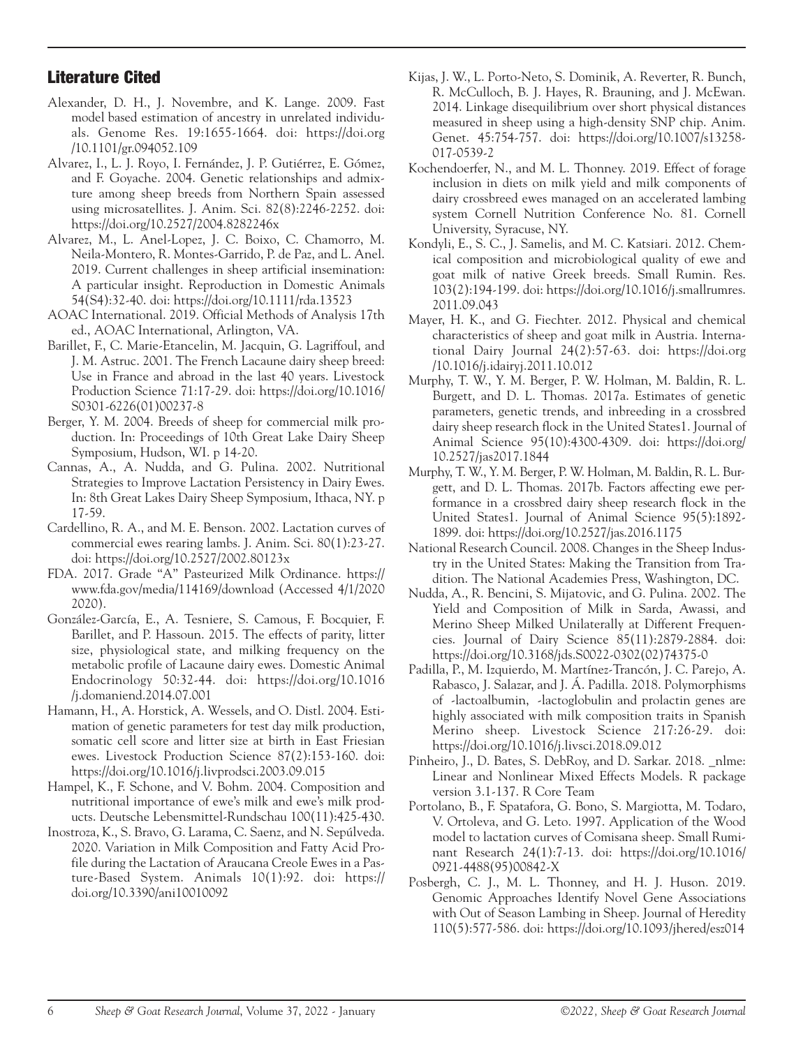## Literature Cited

Alexander, D. H., J. Novembre, and K. Lange. 2009. Fast model based estimation of ancestry in unrelated individuals. Genome Res. 19:1655-1664. doi: https://doi.org/10.1101/gr.094052.109

Alvarez, I., L. J. Royo, I. Fernández, J. P. Gutiérrez, E. Gómez, and F. Goyache. 2004. Genetic relationships and admixture among sheep breeds from Northern Spain assessed using microsatellites. J. Anim. Sci. 82(8):2246-2252. doi: https://doi.org/10.2527/2004.8282246x

Alvarez, M., L. Anel-Lopez, J. C. Boixo, C. Chamorro, M. Neila-Montero, R. Montes-Garrido, P. de Paz, and L. Anel. 2019. Current challenges in sheep artificial insemination: A particular insight. Reproduction in Domestic Animals 54(S4):32-40. doi: https://doi.org/10.1111/rda.13523

AOAC International. 2019. Official Methods of Analysis 17th ed., AOAC International, Arlington, VA.

Barillet, F., C. Marie-Etancelin, M. Jacquin, G. Lagriffoul, and J. M. Astruc. 2001. The French Lacaune dairy sheep breed: Use in France and abroad in the last 40 years. Livestock Production Science 71:17-29. doi: https://doi.org/10.1016/S0301-6226(01)00237-8

Berger, Y. M. 2004. Breeds of sheep for commercial milk production. In: Proceedings of 10th Great Lake Dairy Sheep Symposium, Hudson, WI. p 14-20.

Cannas, A., A. Nudda, and G. Pulina. 2002. Nutritional Strategies to Improve Lactation Persistency in Dairy Ewes. In: 8th Great Lakes Dairy Sheep Symposium, Ithaca, NY. p 17-59.

Cardellino, R. A., and M. E. Benson. 2002. Lactation curves of commercial ewes rearing lambs. J. Anim. Sci. 80(1):23-27. doi: https://doi.org/10.2527/2002.80123x

FDA. 2017. Grade "A" Pasteurized Milk Ordinance. https://www.fda.gov/media/114169/download (Accessed 4/1/2020 2020).

González-García, E., A. Tesniere, S. Camous, F. Bocquier, F. Barillet, and P. Hassoun. 2015. The effects of parity, litter size, physiological state, and milking frequency on the metabolic profile of Lacaune dairy ewes. Domestic Animal Endocrinology 50:32-44. doi: https://doi.org/10.1016/j.domaniend.2014.07.001

Hamann, H., A. Horstick, A. Wessels, and O. Distl. 2004. Estimation of genetic parameters for test day milk production, somatic cell score and litter size at birth in East Friesian ewes. Livestock Production Science 87(2):153-160. doi: https://doi.org/10.1016/j.livprodsci.2003.09.015

Hampel, K., F. Schone, and V. Bohm. 2004. Composition and nutritional importance of ewe's milk and ewe's milk products. Deutsche Lebensmittel-Rundschau 100(11):425-430.

Inostroza, K., S. Bravo, G. Larama, C. Saenz, and N. Sepúlveda. 2020. Variation in Milk Composition and Fatty Acid Profile during the Lactation of Araucana Creole Ewes in a Pasture-Based System. Animals 10(1):92. doi: https://doi.org/10.3390/ani10010092

Kijas, J. W., L. Porto-Neto, S. Dominik, A. Reverter, R. Bunch, R. McCulloch, B. J. Hayes, R. Brauning, and J. McEwan. 2014. Linkage disequilibrium over short physical distances measured in sheep using a high-density SNP chip. Anim. Genet. 45:754-757. doi: https://doi.org/10.1007/s13258-017-0539-2

Kochendoerfer, N., and M. L. Thonney. 2019. Effect of forage inclusion in diets on milk yield and milk components of dairy crossbreed ewes managed on an accelerated lambing system Cornell Nutrition Conference No. 81. Cornell University, Syracuse, NY.

Kondyli, E., S. C., J. Samelis, and M. C. Katsiari. 2012. Chemical composition and microbiological quality of ewe and goat milk of native Greek breeds. Small Rumin. Res. 103(2):194-199. doi: https://doi.org/10.1016/j.smallrumres.2011.09.043

Mayer, H. K., and G. Fiechter. 2012. Physical and chemical characteristics of sheep and goat milk in Austria. International Dairy Journal 24(2):57-63. doi: https://doi.org/10.1016/j.idairyj.2011.10.012

Murphy, T. W., Y. M. Berger, P. W. Holman, M. Baldin, R. L. Burgett, and D. L. Thomas. 2017a. Estimates of genetic parameters, genetic trends, and inbreeding in a crossbred dairy sheep research flock in the United States1. Journal of Animal Science 95(10):4300-4309. doi: https://doi.org/10.2527/jas2017.1844

Murphy, T. W., Y. M. Berger, P. W. Holman, M. Baldin, R. L. Burgett, and D. L. Thomas. 2017b. Factors affecting ewe performance in a crossbred dairy sheep research flock in the United States1. Journal of Animal Science 95(5):1892-1899. doi: https://doi.org/10.2527/jas.2016.1175

National Research Council. 2008. Changes in the Sheep Industry in the United States: Making the Transition from Tradition. The National Academies Press, Washington, DC.

Nudda, A., R. Bencini, S. Mijatovic, and G. Pulina. 2002. The Yield and Composition of Milk in Sarda, Awassi, and Merino Sheep Milked Unilaterally at Different Frequencies. Journal of Dairy Science 85(11):2879-2884. doi: https://doi.org/10.3168/jds.S0022-0302(02)74375-0

Padilla, P., M. Izquierdo, M. Martínez-Trancón, J. C. Parejo, A. Rabasco, J. Salazar, and J. Á. Padilla. 2018. Polymorphisms of -lactoalbumin, -lactoglobulin and prolactin genes are highly associated with milk composition traits in Spanish Merino sheep. Livestock Science 217:26-29. doi: https://doi.org/10.1016/j.livsci.2018.09.012

Pinheiro, J., D. Bates, S. DebRoy, and D. Sarkar. 2018. _nlme: Linear and Nonlinear Mixed Effects Models. R package version 3.1-137. R Core Team

Portolano, B., F. Spatafora, G. Bono, S. Margiotta, M. Todaro, V. Ortoleva, and G. Leto. 1997. Application of the Wood model to lactation curves of Comisana sheep. Small Ruminant Research 24(1):7-13. doi: https://doi.org/10.1016/0921-4488(95)00842-X

Posbergh, C. J., M. L. Thonney, and H. J. Huson. 2019. Genomic Approaches Identify Novel Gene Associations with Out of Season Lambing in Sheep. Journal of Heredity 110(5):577-586. doi: https://doi.org/10.1093/jhered/esz014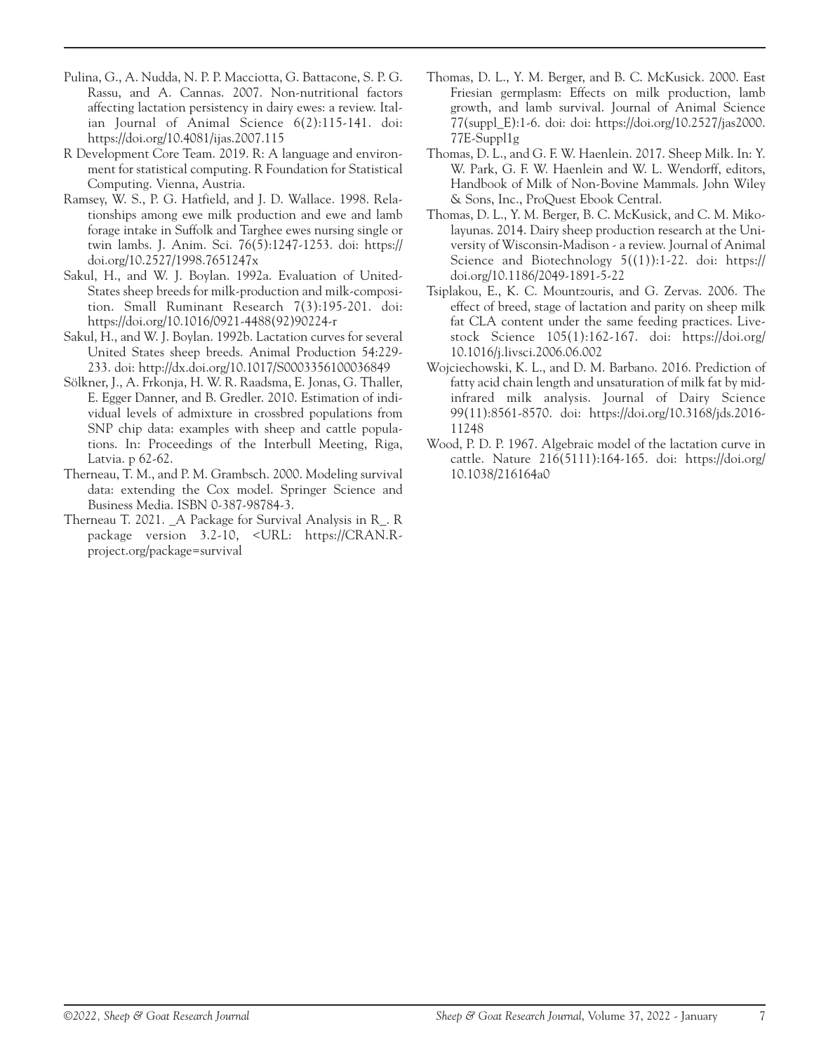Pulina, G., A. Nudda, N. P. P. Macciotta, G. Battacone, S. P. G. Rassu, and A. Cannas. 2007. Non-nutritional factors affecting lactation persistency in dairy ewes: a review. Italian Journal of Animal Science 6(2):115-141. doi: https://doi.org/10.4081/ijas.2007.115

R Development Core Team. 2019. R: A language and environment for statistical computing. R Foundation for Statistical Computing. Vienna, Austria.

Ramsey, W. S., P. G. Hatfield, and J. D. Wallace. 1998. Relationships among ewe milk production and ewe and lamb forage intake in Suffolk and Targhee ewes nursing single or twin lambs. J. Anim. Sci. 76(5):1247-1253. doi: https://doi.org/10.2527/1998.7651247x

Sakul, H., and W. J. Boylan. 1992a. Evaluation of United-States sheep breeds for milk-production and milk-composition. Small Ruminant Research 7(3):195-201. doi: https://doi.org/10.1016/0921-4488(92)90224-r

Sakul, H., and W. J. Boylan. 1992b. Lactation curves for several United States sheep breeds. Animal Production 54:229-233. doi: http://dx.doi.org/10.1017/S0003356100036849

Sölkner, J., A. Frkonja, H. W. R. Raadsma, E. Jonas, G. Thaller, E. Egger Danner, and B. Gredler. 2010. Estimation of individual levels of admixture in crossbred populations from SNP chip data: examples with sheep and cattle populations. In: Proceedings of the Interbull Meeting, Riga, Latvia. p 62-62.

Therneau, T. M., and P. M. Grambsch. 2000. Modeling survival data: extending the Cox model. Springer Science and Business Media. ISBN 0-387-98784-3.

Therneau T. 2021. _A Package for Survival Analysis in R_. R package version 3.2-10, <URL: https://CRAN.R-project.org/package=survival

Thomas, D. L., Y. M. Berger, and B. C. McKusick. 2000. East Friesian germplasm: Effects on milk production, lamb growth, and lamb survival. Journal of Animal Science 77(suppl_E):1-6. doi: doi: https://doi.org/10.2527/jas2000.77E-Suppl1g

Thomas, D. L., and G. F. W. Haenlein. 2017. Sheep Milk. In: Y. W. Park, G. F. W. Haenlein and W. L. Wendorff, editors, Handbook of Milk of Non-Bovine Mammals. John Wiley & Sons, Inc., ProQuest Ebook Central.

Thomas, D. L., Y. M. Berger, B. C. McKusick, and C. M. Mikolayunas. 2014. Dairy sheep production research at the University of Wisconsin-Madison - a review. Journal of Animal Science and Biotechnology 5((1)):1-22. doi: https://doi.org/10.1186/2049-1891-5-22

Tsiplakou, E., K. C. Mountzouris, and G. Zervas. 2006. The effect of breed, stage of lactation and parity on sheep milk fat CLA content under the same feeding practices. Livestock Science 105(1):162-167. doi: https://doi.org/10.1016/j.livsci.2006.06.002

Wojciechowski, K. L., and D. M. Barbano. 2016. Prediction of fatty acid chain length and unsaturation of milk fat by mid-infrared milk analysis. Journal of Dairy Science 99(11):8561-8570. doi: https://doi.org/10.3168/jds.2016-11248

Wood, P. D. P. 1967. Algebraic model of the lactation curve in cattle. Nature 216(5111):164-165. doi: https://doi.org/10.1038/216164a0